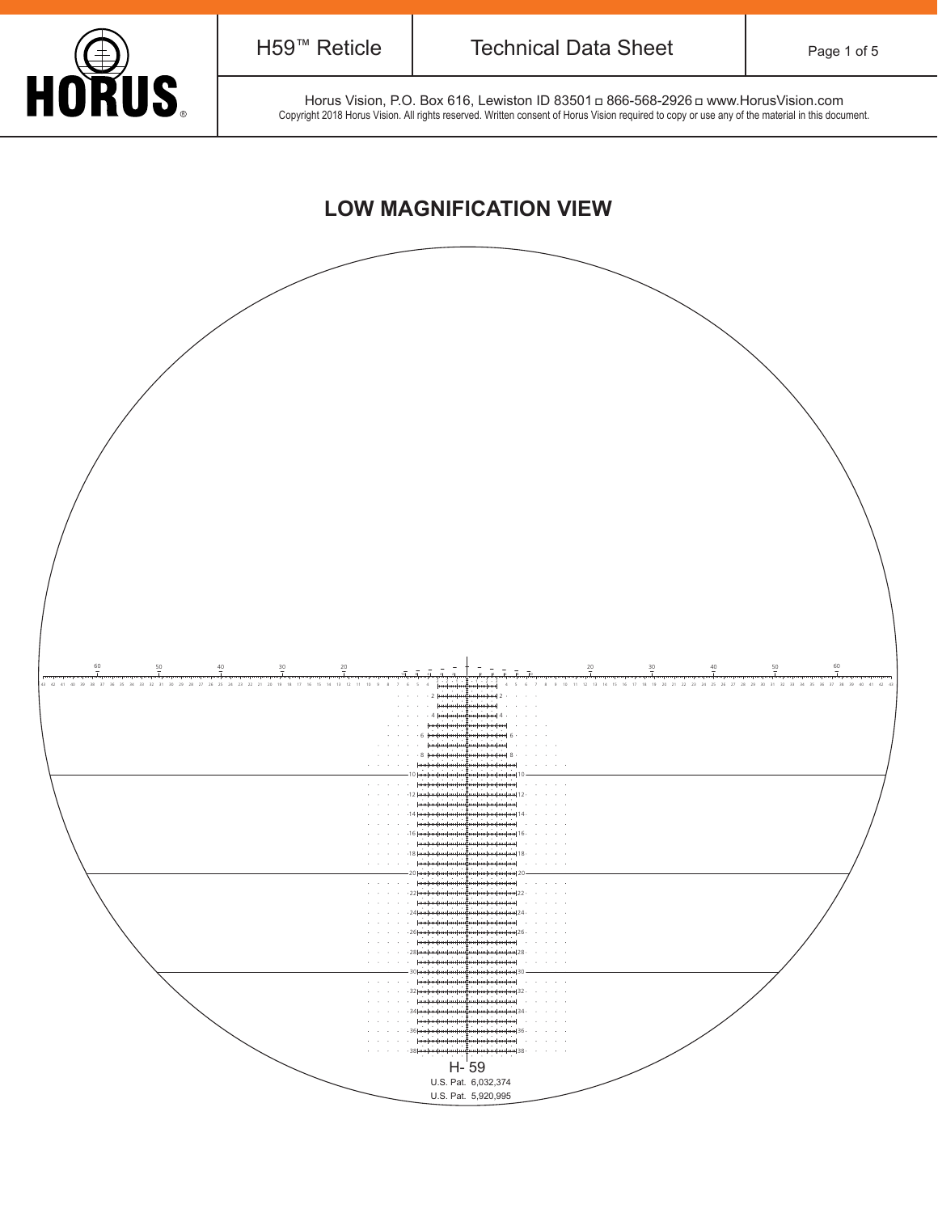# LOW MAGNIFICATION VIEW

H- 59

U.S. Pat. 6,032,374

U.S. Pat. 5,920,995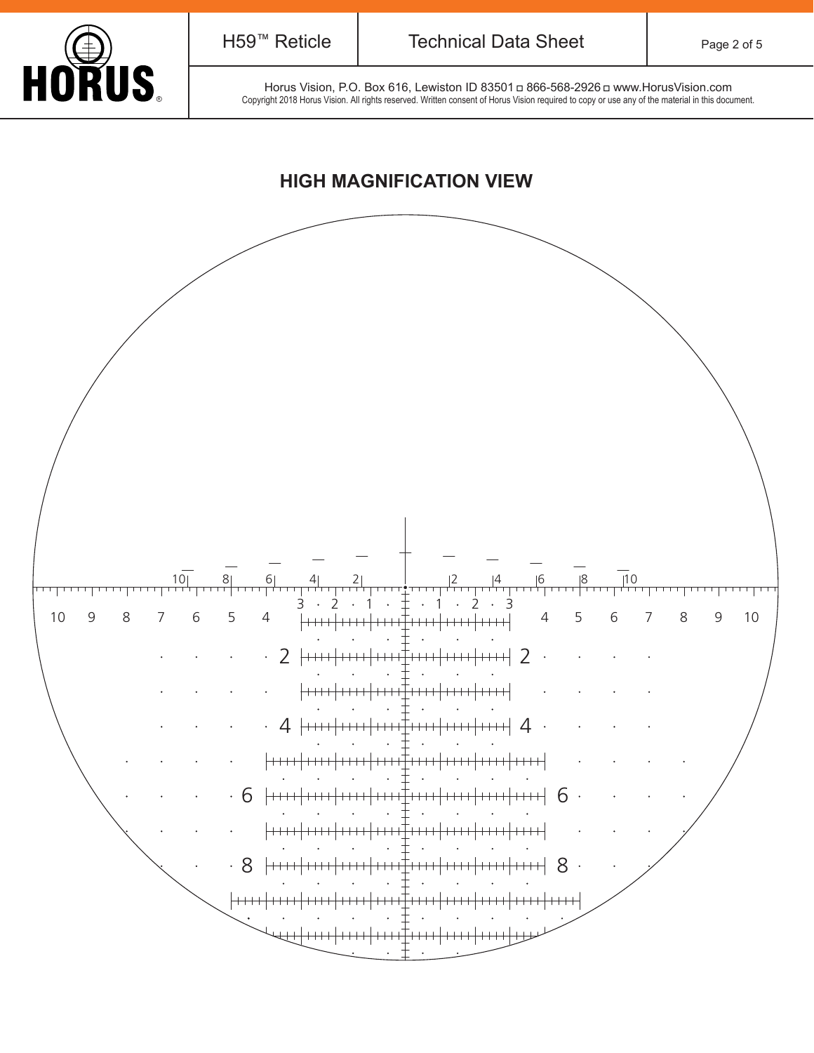## HIGH MAGNIFICATION VIEW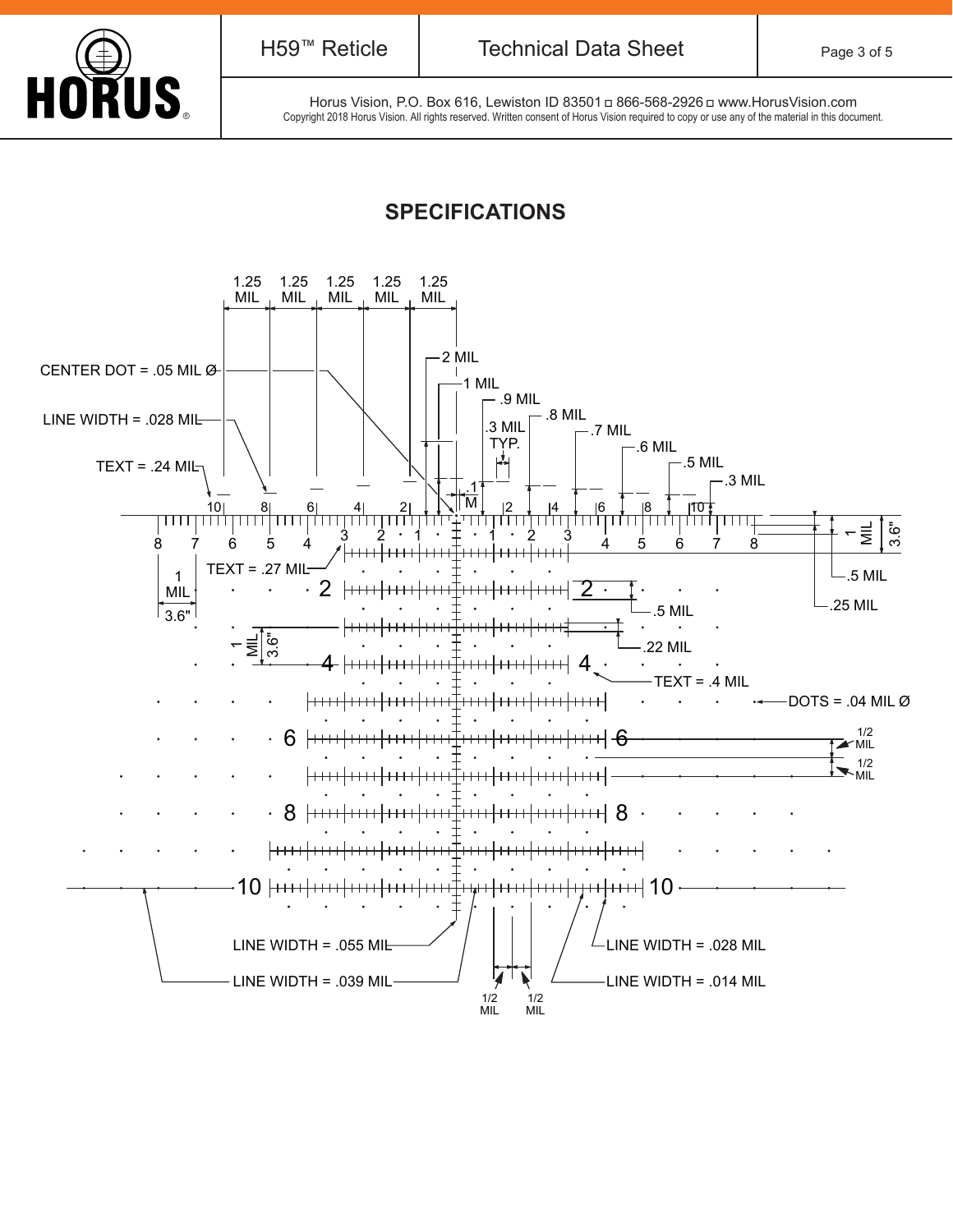## SPECIFICATIONS

1.25 MIL 1.25 MIL 1.25 MIL 1.25 MIL 1.25 MIL

CENTER DOT = .05 MIL Ø

LINE WIDTH = .028 MIL

TEXT = .24 MIL

2 MIL

1 MIL

.9 MIL

.3 MIL TYP.

.8 MIL

.7 MIL

.6 MIL

.5 MIL

.3 MIL

.1 M

1 MIL 3.6"

.5 MIL

.25 MIL

TEXT = .27 MIL

1 MIL 3.6"

.5 MIL

.22 MIL

TEXT = .4 MIL

DOTS = .04 MIL Ø

1/2 MIL

1/2 MIL

LINE WIDTH = .055 MIL

LINE WIDTH = .039 MIL

LINE WIDTH = .028 MIL

LINE WIDTH = .014 MIL

1/2 MIL 1/2 MIL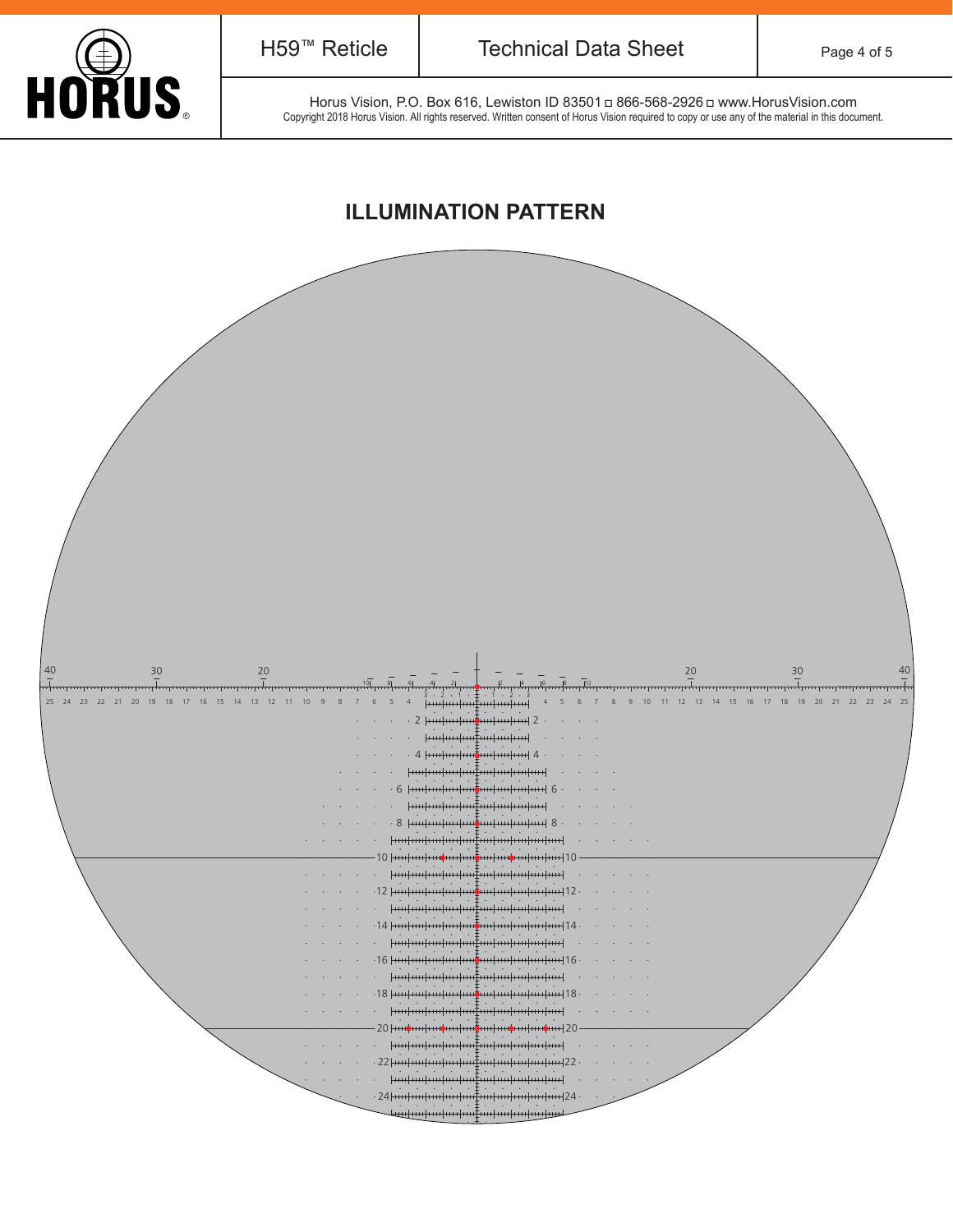## ILLUMINATION PATTERN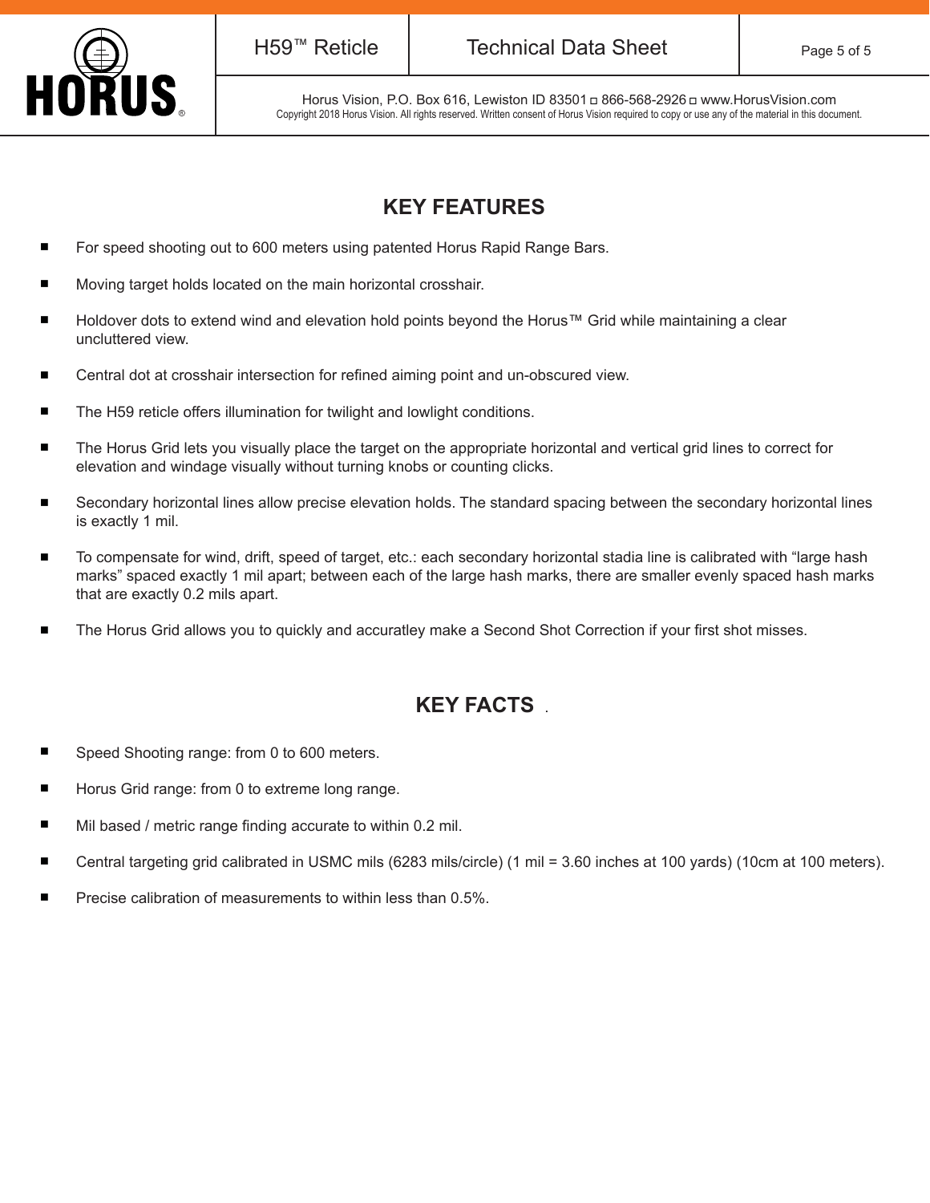## KEY FEATURES

- For speed shooting out to 600 meters using patented Horus Rapid Range Bars.
- Moving target holds located on the main horizontal crosshair.
- Holdover dots to extend wind and elevation hold points beyond the Horus™ Grid while maintaining a clear uncluttered view.
- Central dot at crosshair intersection for refined aiming point and un-obscured view.
- The H59 reticle offers illumination for twilight and lowlight conditions.
- The Horus Grid lets you visually place the target on the appropriate horizontal and vertical grid lines to correct for elevation and windage visually without turning knobs or counting clicks.
- Secondary horizontal lines allow precise elevation holds. The standard spacing between the secondary horizontal lines is exactly 1 mil.
- To compensate for wind, drift, speed of target, etc.: each secondary horizontal stadia line is calibrated with "large hash marks" spaced exactly 1 mil apart; between each of the large hash marks, there are smaller evenly spaced hash marks that are exactly 0.2 mils apart.
- The Horus Grid allows you to quickly and accuratley make a Second Shot Correction if your first shot misses.

## KEY FACTS

- Speed Shooting range: from 0 to 600 meters.
- Horus Grid range: from 0 to extreme long range.
- Mil based / metric range finding accurate to within 0.2 mil.
- Central targeting grid calibrated in USMC mils (6283 mils/circle) (1 mil = 3.60 inches at 100 yards) (10cm at 100 meters).
- Precise calibration of measurements to within less than 0.5%.